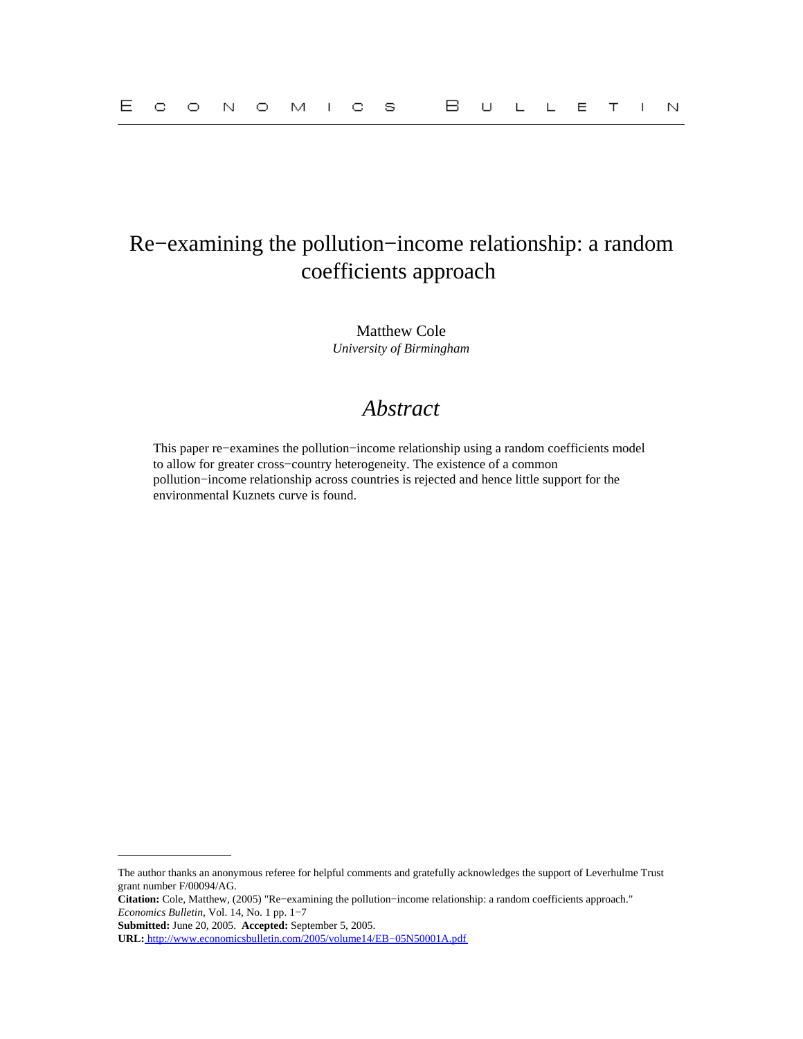# Re−examining the pollution−income relationship: a random coefficients approach

Matthew Cole
*University of Birmingham*

## *Abstract*

This paper re−examines the pollution−income relationship using a random coefficients model to allow for greater cross−country heterogeneity. The existence of a common pollution−income relationship across countries is rejected and hence little support for the environmental Kuznets curve is found.

---

The author thanks an anonymous referee for helpful comments and gratefully acknowledges the support of Leverhulme Trust grant number F/00094/AG.

**Citation:** Cole, Matthew, (2005) "Re−examining the pollution−income relationship: a random coefficients approach." *Economics Bulletin*, Vol. 14, No. 1 pp. 1−7

**Submitted:** June 20, 2005. **Accepted:** September 5, 2005.

**URL:** http://www.economicsbulletin.com/2005/volume14/EB−05N50001A.pdf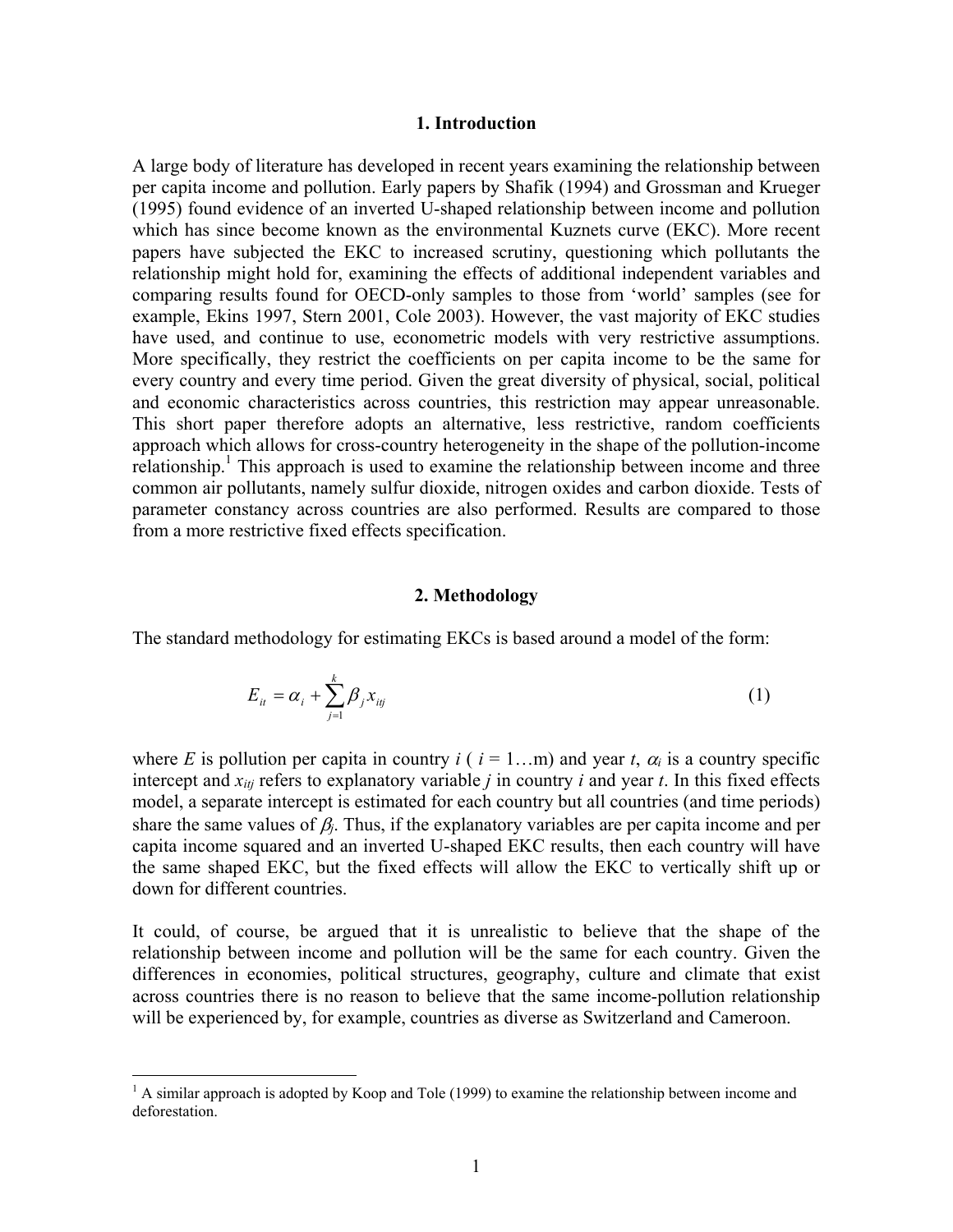## 1. Introduction

A large body of literature has developed in recent years examining the relationship between per capita income and pollution. Early papers by Shafik (1994) and Grossman and Krueger (1995) found evidence of an inverted U-shaped relationship between income and pollution which has since become known as the environmental Kuznets curve (EKC). More recent papers have subjected the EKC to increased scrutiny, questioning which pollutants the relationship might hold for, examining the effects of additional independent variables and comparing results found for OECD-only samples to those from 'world' samples (see for example, Ekins 1997, Stern 2001, Cole 2003). However, the vast majority of EKC studies have used, and continue to use, econometric models with very restrictive assumptions. More specifically, they restrict the coefficients on per capita income to be the same for every country and every time period. Given the great diversity of physical, social, political and economic characteristics across countries, this restriction may appear unreasonable. This short paper therefore adopts an alternative, less restrictive, random coefficients approach which allows for cross-country heterogeneity in the shape of the pollution-income relationship.[1] This approach is used to examine the relationship between income and three common air pollutants, namely sulfur dioxide, nitrogen oxides and carbon dioxide. Tests of parameter constancy across countries are also performed. Results are compared to those from a more restrictive fixed effects specification.

## 2. Methodology

The standard methodology for estimating EKCs is based around a model of the form:

$$E_{it} = \alpha_i + \sum_{j=1}^{k} \beta_j x_{itj} \tag{1}$$

where $E$ is pollution per capita in country $i$ ( $i$ = 1…m) and year $t$, $\alpha_i$ is a country specific intercept and $x_{itj}$ refers to explanatory variable $j$ in country $i$ and year $t$. In this fixed effects model, a separate intercept is estimated for each country but all countries (and time periods) share the same values of $\beta_j$. Thus, if the explanatory variables are per capita income and per capita income squared and an inverted U-shaped EKC results, then each country will have the same shaped EKC, but the fixed effects will allow the EKC to vertically shift up or down for different countries.

It could, of course, be argued that it is unrealistic to believe that the shape of the relationship between income and pollution will be the same for each country. Given the differences in economies, political structures, geography, culture and climate that exist across countries there is no reason to believe that the same income-pollution relationship will be experienced by, for example, countries as diverse as Switzerland and Cameroon.

[1] A similar approach is adopted by Koop and Tole (1999) to examine the relationship between income and deforestation.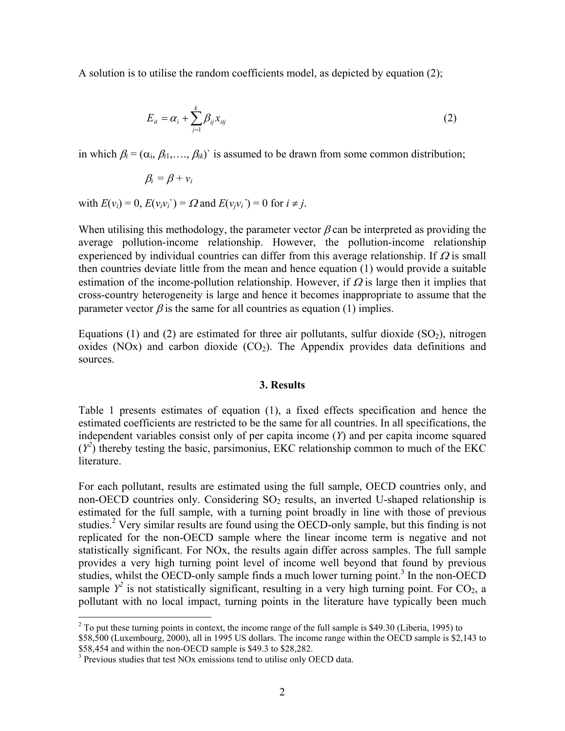A solution is to utilise the random coefficients model, as depicted by equation (2);

$$E_{it} = \alpha_i + \sum_{j=1}^{k} \beta_{ij} x_{itj} \tag{2}$$

in which $\beta_i = (\alpha_i, \beta_{i1},\ldots, \beta_{ik})`$ is assumed to be drawn from some common distribution;

$$\beta_i = \beta + v_i$$

with $E(v_i) = 0$, $E(v_i v_i`) = \Omega$ and $E(v_j v_i`) = 0$ for $i \neq j$.

When utilising this methodology, the parameter vector $\beta$ can be interpreted as providing the average pollution-income relationship. However, the pollution-income relationship experienced by individual countries can differ from this average relationship. If $\Omega$ is small then countries deviate little from the mean and hence equation (1) would provide a suitable estimation of the income-pollution relationship. However, if $\Omega$ is large then it implies that cross-country heterogeneity is large and hence it becomes inappropriate to assume that the parameter vector $\beta$ is the same for all countries as equation (1) implies.

Equations (1) and (2) are estimated for three air pollutants, sulfur dioxide ($SO_2$), nitrogen oxides (NOx) and carbon dioxide ($CO_2$). The Appendix provides data definitions and sources.

### 3. Results

Table 1 presents estimates of equation (1), a fixed effects specification and hence the estimated coefficients are restricted to be the same for all countries. In all specifications, the independent variables consist only of per capita income ($Y$) and per capita income squared ($Y^2$) thereby testing the basic, parsimonius, EKC relationship common to much of the EKC literature.

For each pollutant, results are estimated using the full sample, OECD countries only, and non-OECD countries only. Considering $SO_2$ results, an inverted U-shaped relationship is estimated for the full sample, with a turning point broadly in line with those of previous studies.[2] Very similar results are found using the OECD-only sample, but this finding is not replicated for the non-OECD sample where the linear income term is negative and not statistically significant. For NOx, the results again differ across samples. The full sample provides a very high turning point level of income well beyond that found by previous studies, whilst the OECD-only sample finds a much lower turning point.[3] In the non-OECD sample $Y^2$ is not statistically significant, resulting in a very high turning point. For $CO_2$, a pollutant with no local impact, turning points in the literature have typically been much

[2] To put these turning points in context, the income range of the full sample is \$49.30 (Liberia, 1995) to \$58,500 (Luxembourg, 2000), all in 1995 US dollars. The income range within the OECD sample is \$2,143 to \$58,454 and within the non-OECD sample is \$49.3 to \$28,282.

[3] Previous studies that test NOx emissions tend to utilise only OECD data.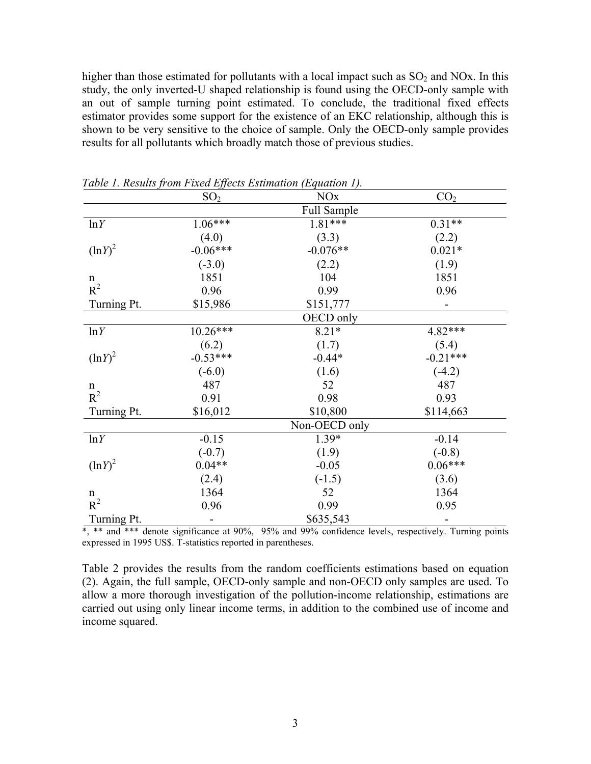higher than those estimated for pollutants with a local impact such as $SO_2$ and NOx. In this study, the only inverted-U shaped relationship is found using the OECD-only sample with an out of sample turning point estimated. To conclude, the traditional fixed effects estimator provides some support for the existence of an EKC relationship, although this is shown to be very sensitive to the choice of sample. Only the OECD-only sample provides results for all pollutants which broadly match those of previous studies.

*Table 1. Results from Fixed Effects Estimation (Equation 1).*

| | $SO_2$ | NOx | $CO_2$ |
|---|---|---|---|
| | | Full Sample | |
| $\ln Y$ | 1.06*** | 1.81*** | 0.31** |
| | (4.0) | (3.3) | (2.2) |
| $(\ln Y)^2$ | -0.06*** | -0.076** | 0.021* |
| | (-3.0) | (2.2) | (1.9) |
| n | 1851 | 104 | 1851 |
| $R^2$ | 0.96 | 0.99 | 0.96 |
| Turning Pt. | \$15,986 | \$151,777 | - |
| | | OECD only | |
| $\ln Y$ | 10.26*** | 8.21* | 4.82*** |
| | (6.2) | (1.7) | (5.4) |
| $(\ln Y)^2$ | -0.53*** | -0.44* | -0.21*** |
| | (-6.0) | (1.6) | (-4.2) |
| n | 487 | 52 | 487 |
| $R^2$ | 0.91 | 0.98 | 0.93 |
| Turning Pt. | \$16,012 | \$10,800 | \$114,663 |
| | | Non-OECD only | |
| $\ln Y$ | -0.15 | 1.39* | -0.14 |
| | (-0.7) | (1.9) | (-0.8) |
| $(\ln Y)^2$ | 0.04** | -0.05 | 0.06*** |
| | (2.4) | (-1.5) | (3.6) |
| n | 1364 | 52 | 1364 |
| $R^2$ | 0.96 | 0.99 | 0.95 |
| Turning Pt. | - | \$635,543 | - |

*, ** and *** denote significance at 90%, 95% and 99% confidence levels, respectively. Turning points expressed in 1995 US\$. T-statistics reported in parentheses.

Table 2 provides the results from the random coefficients estimations based on equation (2). Again, the full sample, OECD-only sample and non-OECD only samples are used. To allow a more thorough investigation of the pollution-income relationship, estimations are carried out using only linear income terms, in addition to the combined use of income and income squared.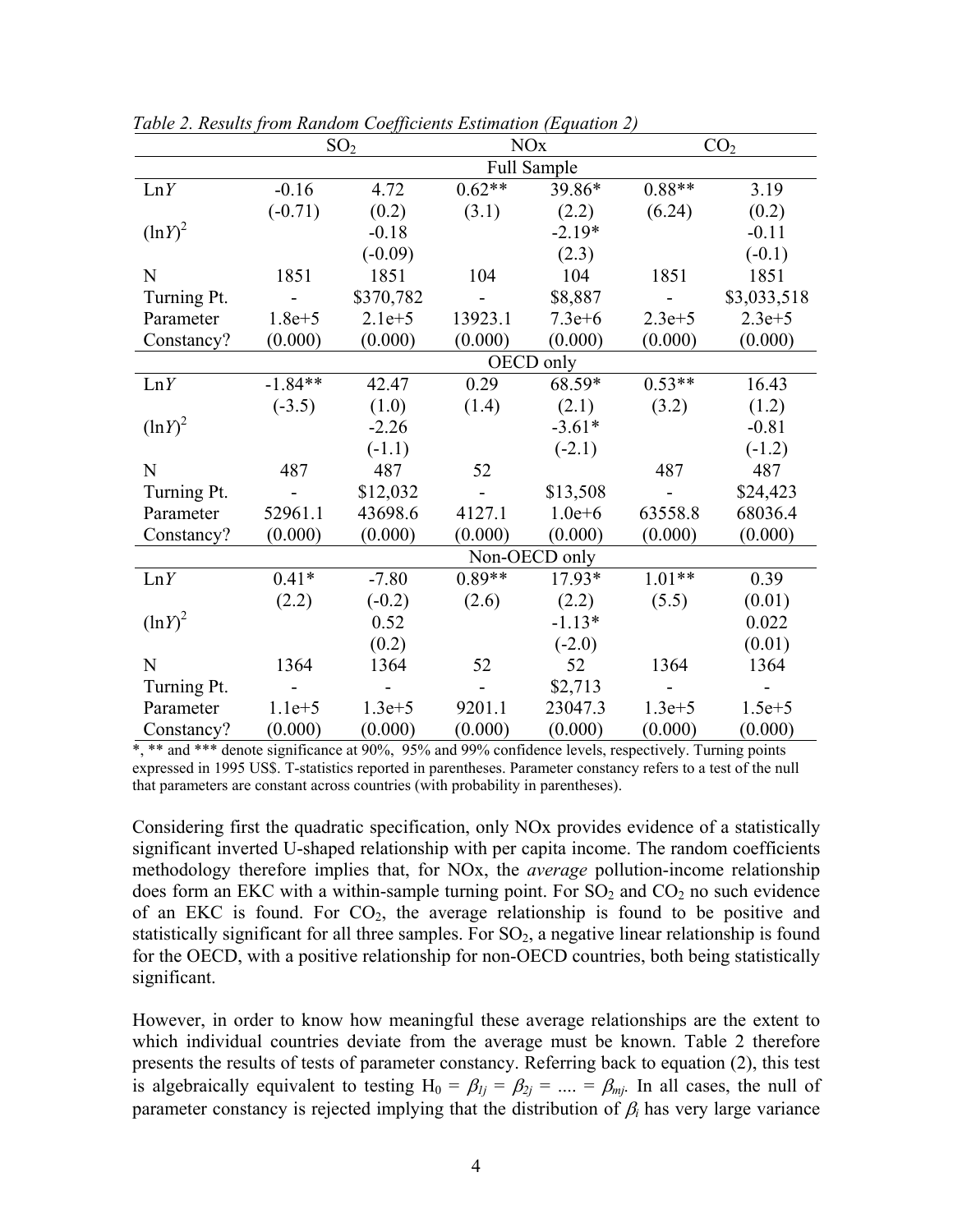*Table 2. Results from Random Coefficients Estimation (Equation 2)*

| | $SO_2$ | | NOx | | $CO_2$ | |
|---|---|---|---|---|---|---|
| | **Full Sample** | | | | | |
| Ln$Y$ | -0.16 | 4.72 | 0.62** | 39.86* | 0.88** | 3.19 |
| | (-0.71) | (0.2) | (3.1) | (2.2) | (6.24) | (0.2) |
| $(\ln Y)^2$ | | -0.18 | | -2.19* | | -0.11 |
| | | (-0.09) | | (2.3) | | (-0.1) |
| N | 1851 | 1851 | 104 | 104 | 1851 | 1851 |
| Turning Pt. | - | \$370,782 | - | \$8,887 | - | \$3,033,518 |
| Parameter | 1.8e+5 | 2.1e+5 | 13923.1 | 7.3e+6 | 2.3e+5 | 2.3e+5 |
| Constancy? | (0.000) | (0.000) | (0.000) | (0.000) | (0.000) | (0.000) |
| | **OECD only** | | | | | |
| Ln$Y$ | -1.84** | 42.47 | 0.29 | 68.59* | 0.53** | 16.43 |
| | (-3.5) | (1.0) | (1.4) | (2.1) | (3.2) | (1.2) |
| $(\ln Y)^2$ | | -2.26 | | -3.61* | | -0.81 |
| | | (-1.1) | | (-2.1) | | (-1.2) |
| N | 487 | 487 | 52 | | 487 | 487 |
| Turning Pt. | - | \$12,032 | - | \$13,508 | - | \$24,423 |
| Parameter | 52961.1 | 43698.6 | 4127.1 | 1.0e+6 | 63558.8 | 68036.4 |
| Constancy? | (0.000) | (0.000) | (0.000) | (0.000) | (0.000) | (0.000) |
| | **Non-OECD only** | | | | | |
| Ln$Y$ | 0.41* | -7.80 | 0.89** | 17.93* | 1.01** | 0.39 |
| | (2.2) | (-0.2) | (2.6) | (2.2) | (5.5) | (0.01) |
| $(\ln Y)^2$ | | 0.52 | | -1.13* | | 0.022 |
| | | (0.2) | | (-2.0) | | (0.01) |
| N | 1364 | 1364 | 52 | 52 | 1364 | 1364 |
| Turning Pt. | - | - | - | \$2,713 | - | - |
| Parameter | 1.1e+5 | 1.3e+5 | 9201.1 | 23047.3 | 1.3e+5 | 1.5e+5 |
| Constancy? | (0.000) | (0.000) | (0.000) | (0.000) | (0.000) | (0.000) |

*, ** and *** denote significance at 90%, 95% and 99% confidence levels, respectively. Turning points expressed in 1995 US\$. T-statistics reported in parentheses. Parameter constancy refers to a test of the null that parameters are constant across countries (with probability in parentheses).

Considering first the quadratic specification, only NOx provides evidence of a statistically significant inverted U-shaped relationship with per capita income. The random coefficients methodology therefore implies that, for NOx, the *average* pollution-income relationship does form an EKC with a within-sample turning point. For $SO_2$ and $CO_2$ no such evidence of an EKC is found. For $CO_2$, the average relationship is found to be positive and statistically significant for all three samples. For $SO_2$, a negative linear relationship is found for the OECD, with a positive relationship for non-OECD countries, both being statistically significant.

However, in order to know how meaningful these average relationships are the extent to which individual countries deviate from the average must be known. Table 2 therefore presents the results of tests of parameter constancy. Referring back to equation (2), this test is algebraically equivalent to testing $H_0 = \beta_{1j} = \beta_{2j} = .... = \beta_{mj}$. In all cases, the null of parameter constancy is rejected implying that the distribution of $\beta_i$ has very large variance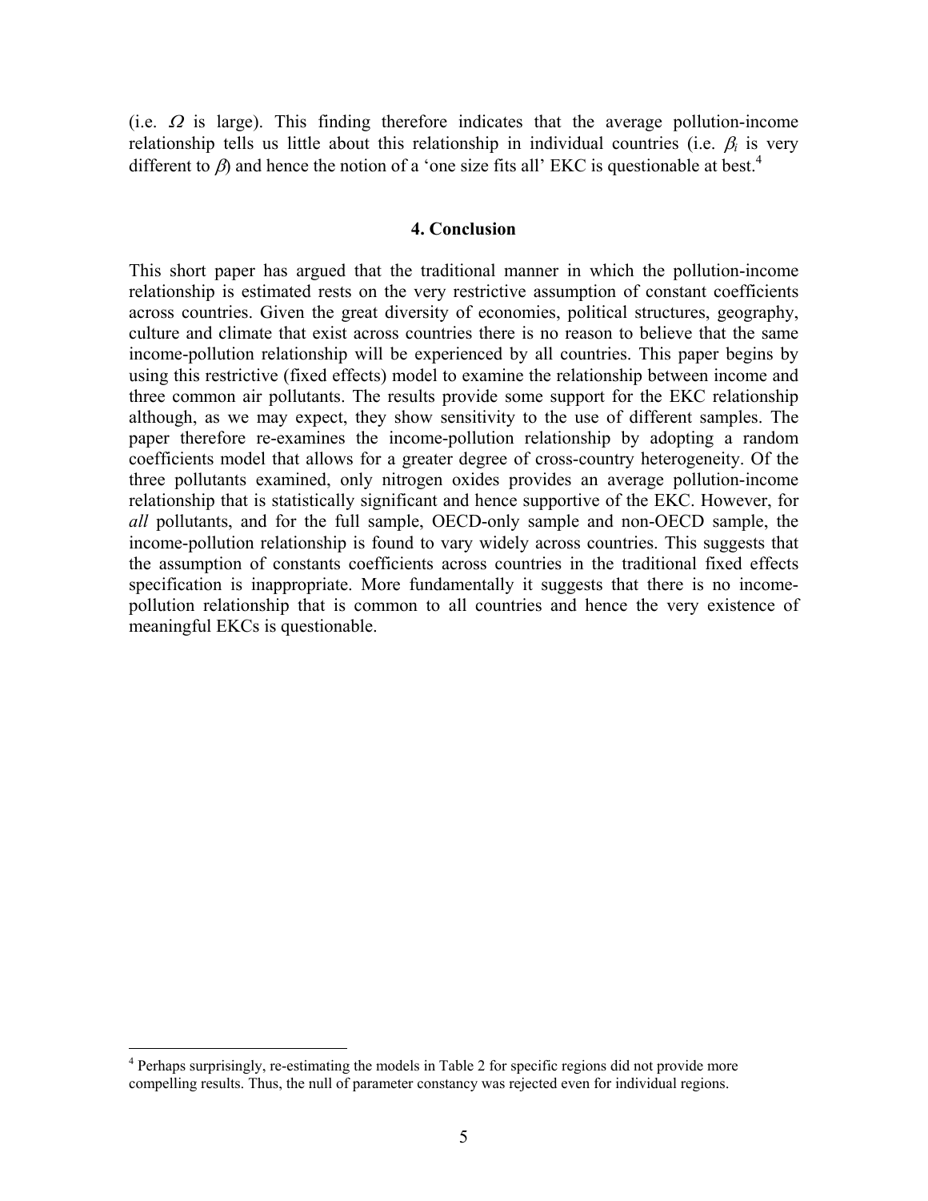(i.e. $\Omega$ is large). This finding therefore indicates that the average pollution-income relationship tells us little about this relationship in individual countries (i.e. $\beta_i$ is very different to $\beta$) and hence the notion of a 'one size fits all' EKC is questionable at best.[4]

## 4. Conclusion

This short paper has argued that the traditional manner in which the pollution-income relationship is estimated rests on the very restrictive assumption of constant coefficients across countries. Given the great diversity of economies, political structures, geography, culture and climate that exist across countries there is no reason to believe that the same income-pollution relationship will be experienced by all countries. This paper begins by using this restrictive (fixed effects) model to examine the relationship between income and three common air pollutants. The results provide some support for the EKC relationship although, as we may expect, they show sensitivity to the use of different samples. The paper therefore re-examines the income-pollution relationship by adopting a random coefficients model that allows for a greater degree of cross-country heterogeneity. Of the three pollutants examined, only nitrogen oxides provides an average pollution-income relationship that is statistically significant and hence supportive of the EKC. However, for *all* pollutants, and for the full sample, OECD-only sample and non-OECD sample, the income-pollution relationship is found to vary widely across countries. This suggests that the assumption of constants coefficients across countries in the traditional fixed effects specification is inappropriate. More fundamentally it suggests that there is no income-pollution relationship that is common to all countries and hence the very existence of meaningful EKCs is questionable.

[4] Perhaps surprisingly, re-estimating the models in Table 2 for specific regions did not provide more compelling results. Thus, the null of parameter constancy was rejected even for individual regions.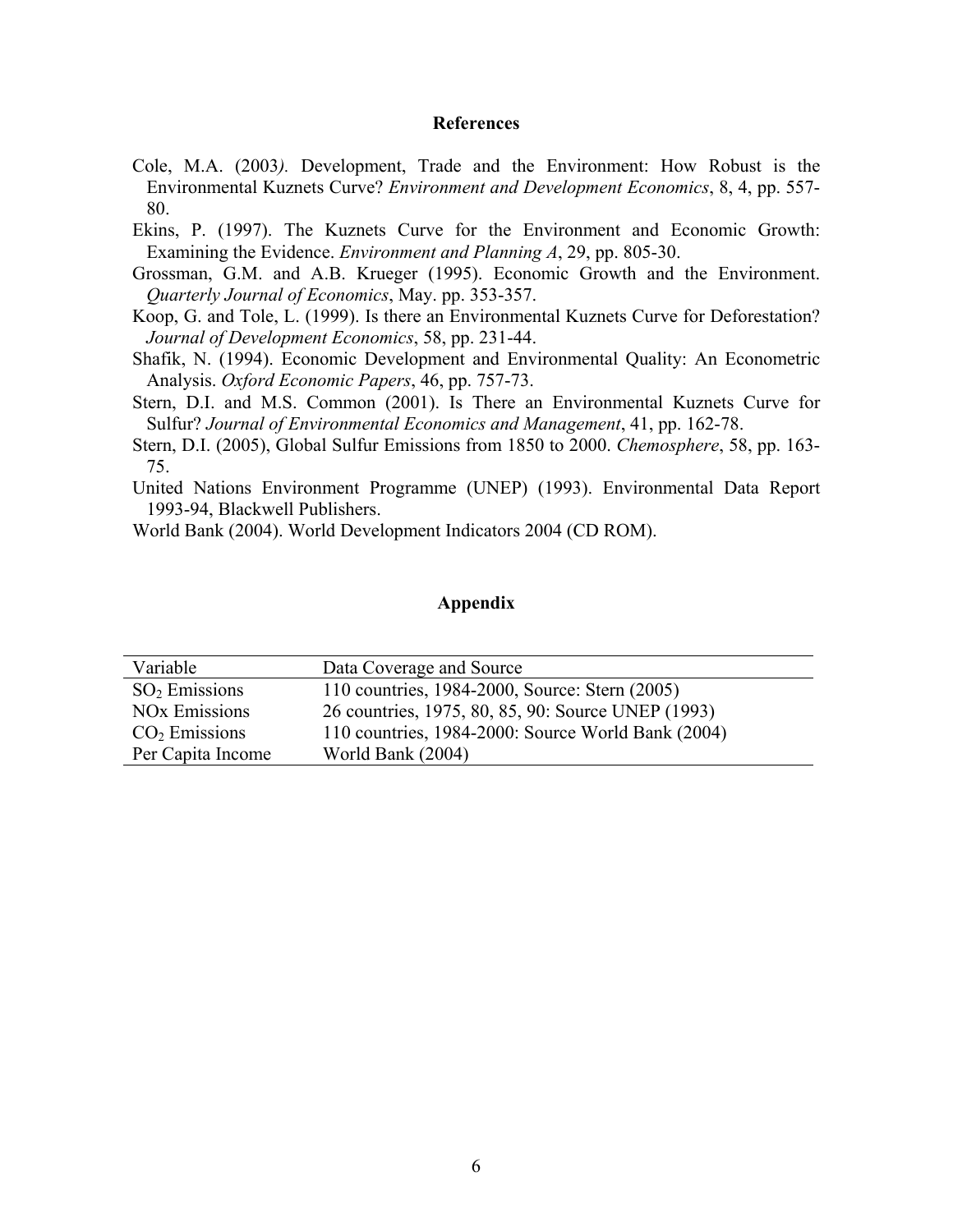## References

Cole, M.A. (2003). Development, Trade and the Environment: How Robust is the Environmental Kuznets Curve? *Environment and Development Economics*, 8, 4, pp. 557-80.

Ekins, P. (1997). The Kuznets Curve for the Environment and Economic Growth: Examining the Evidence. *Environment and Planning A*, 29, pp. 805-30.

Grossman, G.M. and A.B. Krueger (1995). Economic Growth and the Environment. *Quarterly Journal of Economics*, May. pp. 353-357.

Koop, G. and Tole, L. (1999). Is there an Environmental Kuznets Curve for Deforestation? *Journal of Development Economics*, 58, pp. 231-44.

Shafik, N. (1994). Economic Development and Environmental Quality: An Econometric Analysis. *Oxford Economic Papers*, 46, pp. 757-73.

Stern, D.I. and M.S. Common (2001). Is There an Environmental Kuznets Curve for Sulfur? *Journal of Environmental Economics and Management*, 41, pp. 162-78.

Stern, D.I. (2005), Global Sulfur Emissions from 1850 to 2000. *Chemosphere*, 58, pp. 163-75.

United Nations Environment Programme (UNEP) (1993). Environmental Data Report 1993-94, Blackwell Publishers.

World Bank (2004). World Development Indicators 2004 (CD ROM).

## Appendix

| Variable | Data Coverage and Source |
|---|---|
| $SO_2$ Emissions | 110 countries, 1984-2000, Source: Stern (2005) |
| NOx Emissions | 26 countries, 1975, 80, 85, 90: Source UNEP (1993) |
| $CO_2$ Emissions | 110 countries, 1984-2000: Source World Bank (2004) |
| Per Capita Income | World Bank (2004) |